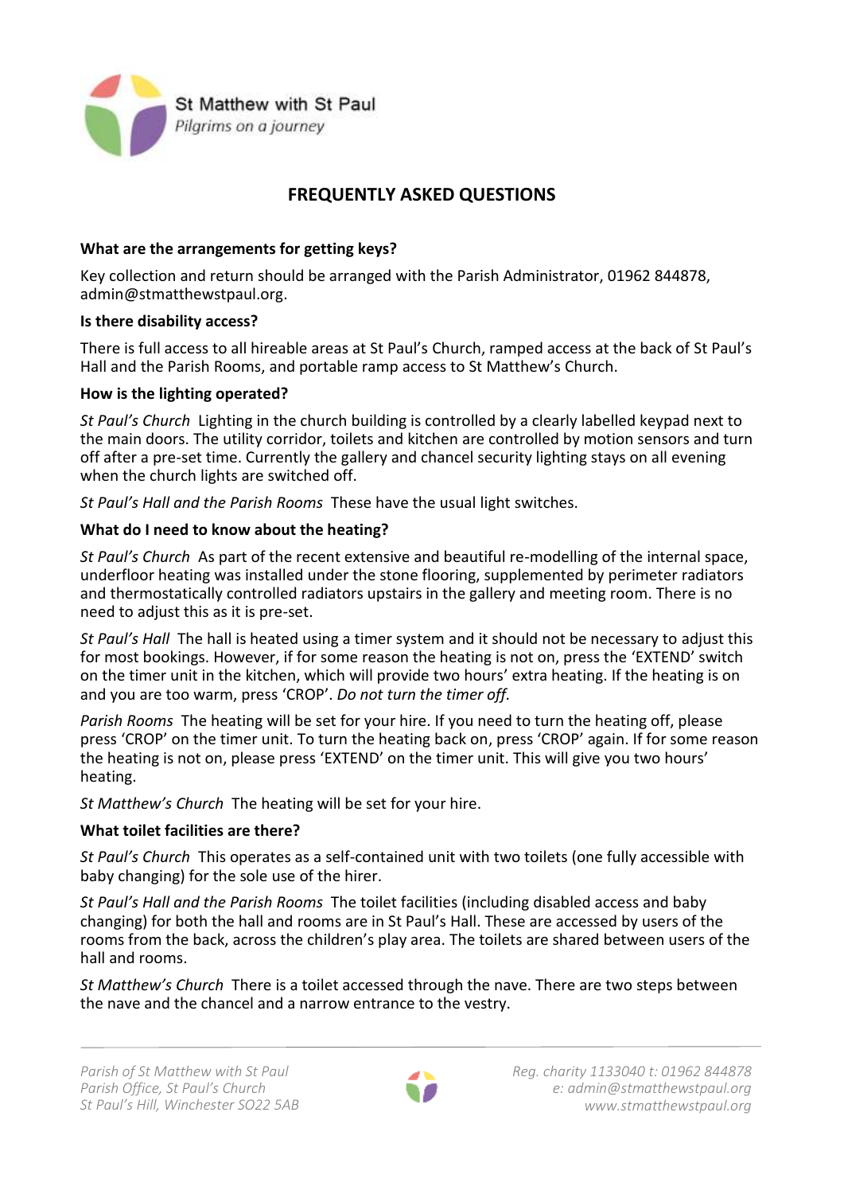St Matthew with St Paul

*Pilgrims on a journey*

# FREQUENTLY ASKED QUESTIONS

**What are the arrangements for getting keys?**

Key collection and return should be arranged with the Parish Administrator, 01962 844878, admin@stmatthewstpaul.org.

**Is there disability access?**

There is full access to all hireable areas at St Paul's Church, ramped access at the back of St Paul's Hall and the Parish Rooms, and portable ramp access to St Matthew's Church.

**How is the lighting operated?**

*St Paul's Church* Lighting in the church building is controlled by a clearly labelled keypad next to the main doors. The utility corridor, toilets and kitchen are controlled by motion sensors and turn off after a pre-set time. Currently the gallery and chancel security lighting stays on all evening when the church lights are switched off.

*St Paul's Hall and the Parish Rooms* These have the usual light switches.

**What do I need to know about the heating?**

*St Paul's Church* As part of the recent extensive and beautiful re-modelling of the internal space, underfloor heating was installed under the stone flooring, supplemented by perimeter radiators and thermostatically controlled radiators upstairs in the gallery and meeting room. There is no need to adjust this as it is pre-set.

*St Paul's Hall* The hall is heated using a timer system and it should not be necessary to adjust this for most bookings. However, if for some reason the heating is not on, press the 'EXTEND' switch on the timer unit in the kitchen, which will provide two hours' extra heating. If the heating is on and you are too warm, press 'CROP'. *Do not turn the timer off.*

*Parish Rooms* The heating will be set for your hire. If you need to turn the heating off, please press 'CROP' on the timer unit. To turn the heating back on, press 'CROP' again. If for some reason the heating is not on, please press 'EXTEND' on the timer unit. This will give you two hours' heating.

*St Matthew's Church* The heating will be set for your hire.

**What toilet facilities are there?**

*St Paul's Church* This operates as a self-contained unit with two toilets (one fully accessible with baby changing) for the sole use of the hirer.

*St Paul's Hall and the Parish Rooms* The toilet facilities (including disabled access and baby changing) for both the hall and rooms are in St Paul's Hall. These are accessed by users of the rooms from the back, across the children's play area. The toilets are shared between users of the hall and rooms.

*St Matthew's Church* There is a toilet accessed through the nave. There are two steps between the nave and the chancel and a narrow entrance to the vestry.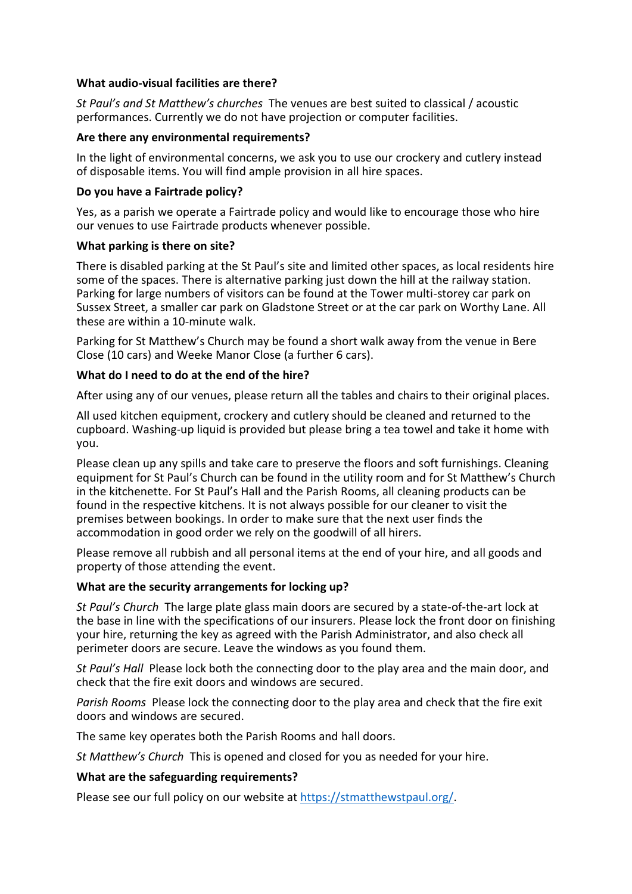**What audio-visual facilities are there?**

*St Paul's and St Matthew's churches* The venues are best suited to classical / acoustic performances. Currently we do not have projection or computer facilities.

**Are there any environmental requirements?**

In the light of environmental concerns, we ask you to use our crockery and cutlery instead of disposable items. You will find ample provision in all hire spaces.

**Do you have a Fairtrade policy?**

Yes, as a parish we operate a Fairtrade policy and would like to encourage those who hire our venues to use Fairtrade products whenever possible.

**What parking is there on site?**

There is disabled parking at the St Paul's site and limited other spaces, as local residents hire some of the spaces. There is alternative parking just down the hill at the railway station. Parking for large numbers of visitors can be found at the Tower multi-storey car park on Sussex Street, a smaller car park on Gladstone Street or at the car park on Worthy Lane. All these are within a 10-minute walk.

Parking for St Matthew's Church may be found a short walk away from the venue in Bere Close (10 cars) and Weeke Manor Close (a further 6 cars).

**What do I need to do at the end of the hire?**

After using any of our venues, please return all the tables and chairs to their original places.

All used kitchen equipment, crockery and cutlery should be cleaned and returned to the cupboard. Washing-up liquid is provided but please bring a tea towel and take it home with you.

Please clean up any spills and take care to preserve the floors and soft furnishings. Cleaning equipment for St Paul's Church can be found in the utility room and for St Matthew's Church in the kitchenette. For St Paul's Hall and the Parish Rooms, all cleaning products can be found in the respective kitchens. It is not always possible for our cleaner to visit the premises between bookings. In order to make sure that the next user finds the accommodation in good order we rely on the goodwill of all hirers.

Please remove all rubbish and all personal items at the end of your hire, and all goods and property of those attending the event.

**What are the security arrangements for locking up?**

*St Paul's Church* The large plate glass main doors are secured by a state-of-the-art lock at the base in line with the specifications of our insurers. Please lock the front door on finishing your hire, returning the key as agreed with the Parish Administrator, and also check all perimeter doors are secure. Leave the windows as you found them.

*St Paul's Hall* Please lock both the connecting door to the play area and the main door, and check that the fire exit doors and windows are secured.

*Parish Rooms* Please lock the connecting door to the play area and check that the fire exit doors and windows are secured.

The same key operates both the Parish Rooms and hall doors.

*St Matthew's Church* This is opened and closed for you as needed for your hire.

**What are the safeguarding requirements?**

Please see our full policy on our website at [https://stmatthewstpaul.org/](https://stmatthewstpaul.org/).